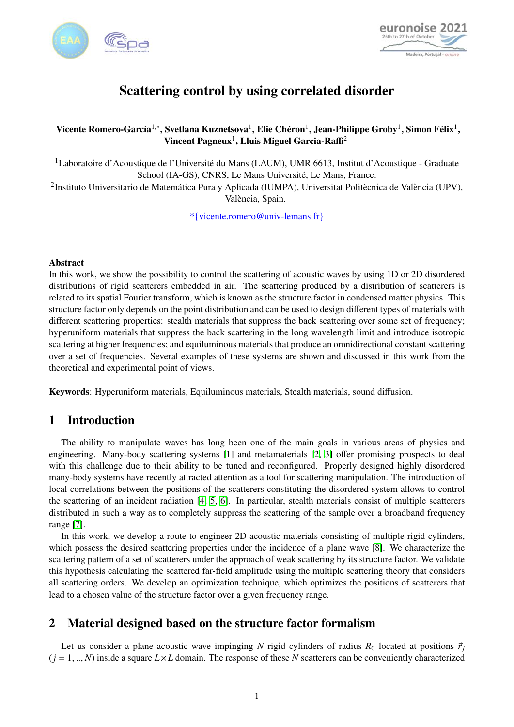# Scattering control by using correlated disorder

**Vicente Romero-García[1,*], Svetlana Kuznetsova[1], Elie Chéron[1], Jean-Philippe Groby[1], Simon Félix[1], Vincent Pagneux[1], Lluis Miguel Garcia-Raffi[2]**

[1]Laboratoire d'Acoustique de l'Université du Mans (LAUM), UMR 6613, Institut d'Acoustique - Graduate School (IA-GS), CNRS, Le Mans Université, Le Mans, France.
[2]Instituto Universitario de Matemática Pura y Aplicada (IUMPA), Universitat Politècnica de València (UPV), València, Spain.

*{vicente.romero@univ-lemans.fr}

**Abstract**
In this work, we show the possibility to control the scattering of acoustic waves by using 1D or 2D disordered distributions of rigid scatterers embedded in air. The scattering produced by a distribution of scatterers is related to its spatial Fourier transform, which is known as the structure factor in condensed matter physics. This structure factor only depends on the point distribution and can be used to design different types of materials with different scattering properties: stealth materials that suppress the back scattering over some set of frequency; hyperuniform materials that suppress the back scattering in the long wavelength limit and introduce isotropic scattering at higher frequencies; and equiluminous materials that produce an omnidirectional constant scattering over a set of frequencies. Several examples of these systems are shown and discussed in this work from the theoretical and experimental point of views.

**Keywords**: Hyperuniform materials, Equiluminous materials, Stealth materials, sound diffusion.

## 1 Introduction

The ability to manipulate waves has long been one of the main goals in various areas of physics and engineering. Many-body scattering systems [1] and metamaterials [2, 3] offer promising prospects to deal with this challenge due to their ability to be tuned and reconfigured. Properly designed highly disordered many-body systems have recently attracted attention as a tool for scattering manipulation. The introduction of local correlations between the positions of the scatterers constituting the disordered system allows to control the scattering of an incident radiation [4, 5, 6]. In particular, stealth materials consist of multiple scatterers distributed in such a way as to completely suppress the scattering of the sample over a broadband frequency range [7].

In this work, we develop a route to engineer 2D acoustic materials consisting of multiple rigid cylinders, which possess the desired scattering properties under the incidence of a plane wave [8]. We characterize the scattering pattern of a set of scatterers under the approach of weak scattering by its structure factor. We validate this hypothesis calculating the scattered far-field amplitude using the multiple scattering theory that considers all scattering orders. We develop an optimization technique, which optimizes the positions of scatterers that lead to a chosen value of the structure factor over a given frequency range.

## 2 Material designed based on the structure factor formalism

Let us consider a plane acoustic wave impinging $N$ rigid cylinders of radius $R_0$ located at positions $\vec{r}_j$ ($j = 1, .., N$) inside a square $L \times L$ domain. The response of these $N$ scatterers can be conveniently characterized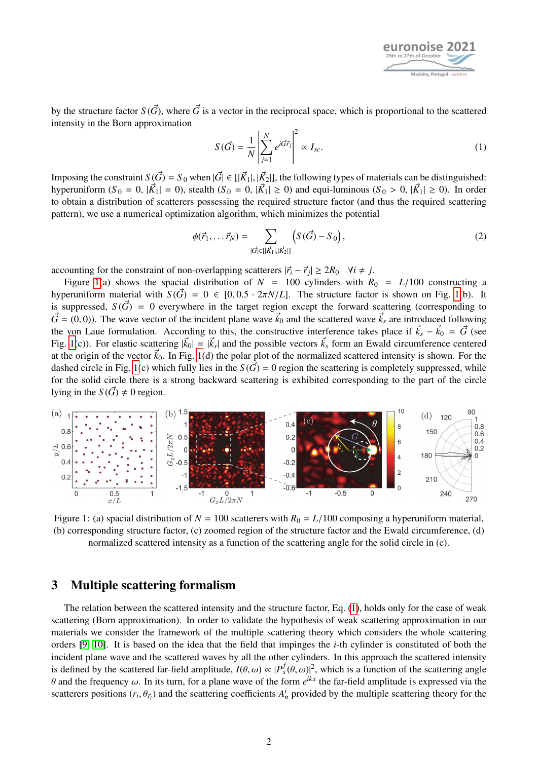by the structure factor $S(\vec{G})$, where $\vec{G}$ is a vector in the reciprocal space, which is proportional to the scattered intensity in the Born approximation

$$S(\vec{G}) = \frac{1}{N}\left|\sum_{j=1}^{N} e^{i\vec{G}\vec{r}_j}\right|^2 \propto I_{sc}. \tag{1}$$

Imposing the constraint $S(\vec{G}) = S_0$ when $|\vec{G}| \in [|\vec{K}_1|, |\vec{K}_2|]$, the following types of materials can be distinguished: hyperuniform ($S_0 = 0$, $|\vec{K}_1| = 0$), stealth ($S_0 = 0$, $|\vec{K}_1| \geq 0$) and equi-luminous ($S_0 > 0$, $|\vec{K}_1| \geq 0$). In order to obtain a distribution of scatterers possessing the required structure factor (and thus the required scattering pattern), we use a numerical optimization algorithm, which minimizes the potential

$$\phi(\vec{r}_1, \dots \vec{r}_N) = \sum_{|\vec{G}| \in [|\vec{K}_1|, |\vec{K}_2|]} \left(S(\vec{G}) - S_0\right), \tag{2}$$

accounting for the constraint of non-overlapping scatterers $|\vec{r}_i - \vec{r}_j| \geq 2R_0 \quad \forall i \neq j$.

Figure 1(a) shows the spacial distribution of $N = 100$ cylinders with $R_0 = L/100$ constructing a hyperuniform material with $S(\vec{G}) = 0 \in [0, 0.5 \cdot 2\pi N/L]$. The structure factor is shown on Fig. 1(b). It is suppressed, $S(\vec{G}) = 0$ everywhere in the target region except the forward scattering (corresponding to $\vec{G} = (0, 0)$). The wave vector of the incident plane wave $\vec{k}_0$ and the scattered wave $\vec{k}_s$ are introduced following the von Laue formulation. According to this, the constructive interference takes place if $\vec{k}_s - \vec{k}_0 = \vec{G}$ (see Fig. 1(c)). For elastic scattering $|\vec{k}_0| = |\vec{k}_s|$ and the possible vectors $\vec{k}_s$ form an Ewald circumference centered at the origin of the vector $\vec{k}_0$. In Fig. 1(d) the polar plot of the normalized scattered intensity is shown. For the dashed circle in Fig. 1(c) which fully lies in the $S(\vec{G}) = 0$ region the scattering is completely suppressed, while for the solid circle there is a strong backward scattering is exhibited corresponding to the part of the circle lying in the $S(\vec{G}) \neq 0$ region.

Figure 1: (a) spacial distribution of $N = 100$ scatterers with $R_0 = L/100$ composing a hyperuniform material, (b) corresponding structure factor, (c) zoomed region of the structure factor and the Ewald circumference, (d) normalized scattered intensity as a function of the scattering angle for the solid circle in (c).

## 3 Multiple scattering formalism

The relation between the scattered intensity and the structure factor, Eq. (1), holds only for the case of weak scattering (Born approximation). In order to validate the hypothesis of weak scattering approximation in our materials we consider the framework of the multiple scattering theory which considers the whole scattering orders [9, 10]. It is based on the idea that the field that impinges the $i$-th cylinder is constituted of both the incident plane wave and the scattered waves by all the other cylinders. In this approach the scattered intensity is defined by the scattered far-field amplitude, $I(\theta, \omega) \propto |P_s^f(\theta, \omega)|^2$, which is a function of the scattering angle $\theta$ and the frequency $\omega$. In its turn, for a plane wave of the form $e^{ikx}$ the far-field amplitude is expressed via the scatterers positions $(r_i, \theta_{\vec{r}_i})$ and the scattering coefficients $A_n^i$ provided by the multiple scattering theory for the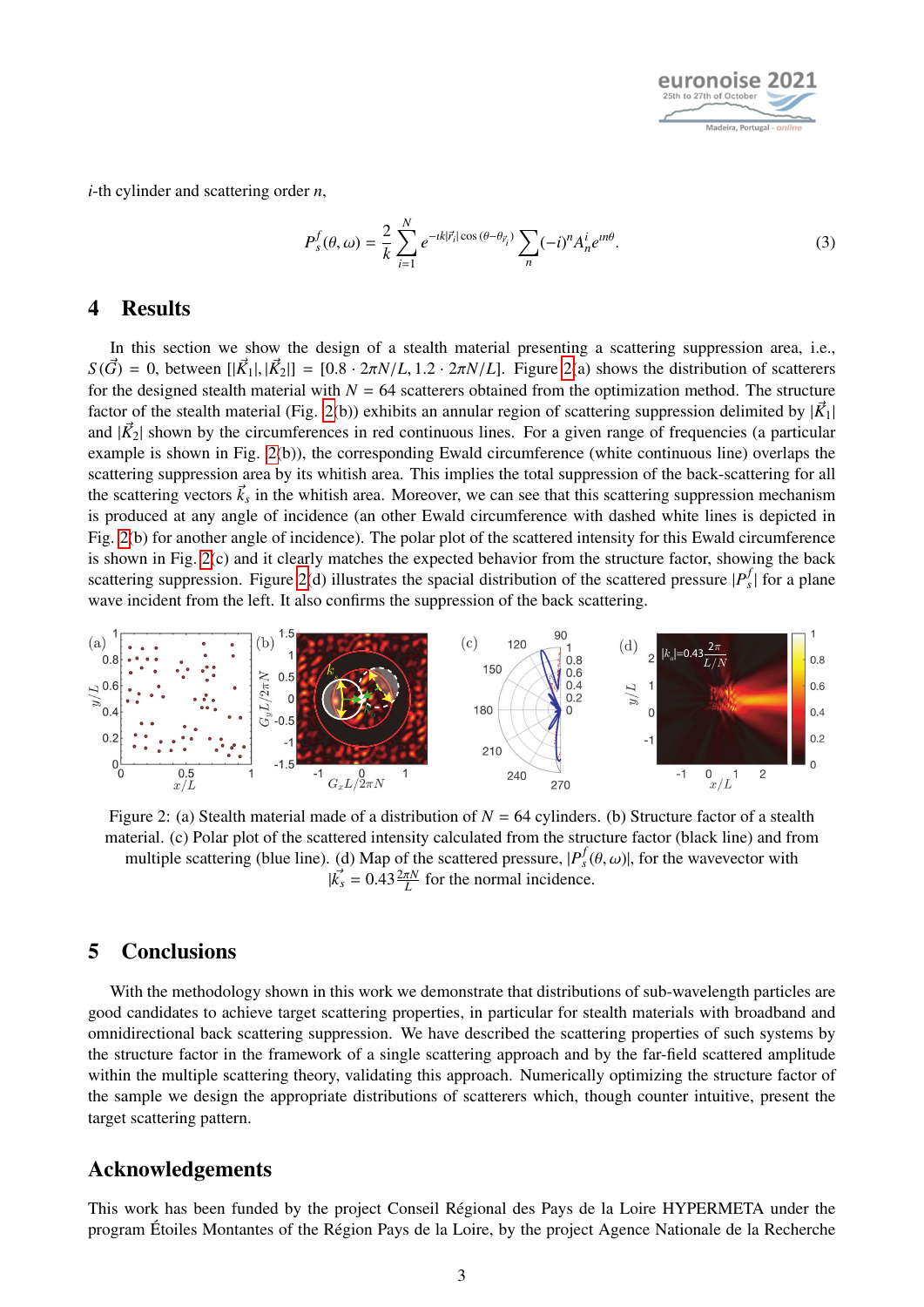$i$-th cylinder and scattering order $n$,

$$P_s^f(\theta, \omega) = \frac{2}{k} \sum_{i=1}^{N} e^{-\imath k|\vec{r}_i|\cos(\theta-\theta_{\vec{r}_i})} \sum_n (-i)^n A_n^i e^{\imath n\theta}. \tag{3}$$

## 4 Results

In this section we show the design of a stealth material presenting a scattering suppression area, i.e., $S(\vec{G}) = 0$, between $[|\vec{K}_1|, |\vec{K}_2|] = [0.8 \cdot 2\pi N/L, 1.2 \cdot 2\pi N/L]$. Figure 2(a) shows the distribution of scatterers for the designed stealth material with $N = 64$ scatterers obtained from the optimization method. The structure factor of the stealth material (Fig. 2(b)) exhibits an annular region of scattering suppression delimited by $|\vec{K}_1|$ and $|\vec{K}_2|$ shown by the circumferences in red continuous lines. For a given range of frequencies (a particular example is shown in Fig. 2(b)), the corresponding Ewald circumference (white continuous line) overlaps the scattering suppression area by its whitish area. This implies the total suppression of the back-scattering for all the scattering vectors $\vec{k}_s$ in the whitish area. Moreover, we can see that this scattering suppression mechanism is produced at any angle of incidence (an other Ewald circumference with dashed white lines is depicted in Fig. 2(b) for another angle of incidence). The polar plot of the scattered intensity for this Ewald circumference is shown in Fig. 2(c) and it clearly matches the expected behavior from the structure factor, showing the back scattering suppression. Figure 2(d) illustrates the spacial distribution of the scattered pressure $|P_s^f|$ for a plane wave incident from the left. It also confirms the suppression of the back scattering.

Figure 2: (a) Stealth material made of a distribution of $N = 64$ cylinders. (b) Structure factor of a stealth material. (c) Polar plot of the scattered intensity calculated from the structure factor (black line) and from multiple scattering (blue line). (d) Map of the scattered pressure, $|P_s^f(\theta, \omega)|$, for the wavevector with $|\vec{k}_s| = 0.43\frac{2\pi N}{L}$ for the normal incidence.

## 5 Conclusions

With the methodology shown in this work we demonstrate that distributions of sub-wavelength particles are good candidates to achieve target scattering properties, in particular for stealth materials with broadband and omnidirectional back scattering suppression. We have described the scattering properties of such systems by the structure factor in the framework of a single scattering approach and by the far-field scattered amplitude within the multiple scattering theory, validating this approach. Numerically optimizing the structure factor of the sample we design the appropriate distributions of scatterers which, though counter intuitive, present the target scattering pattern.

## Acknowledgements

This work has been funded by the project Conseil Régional des Pays de la Loire HYPERMETA under the program Étoiles Montantes of the Région Pays de la Loire, by the project Agence Nationale de la Recherche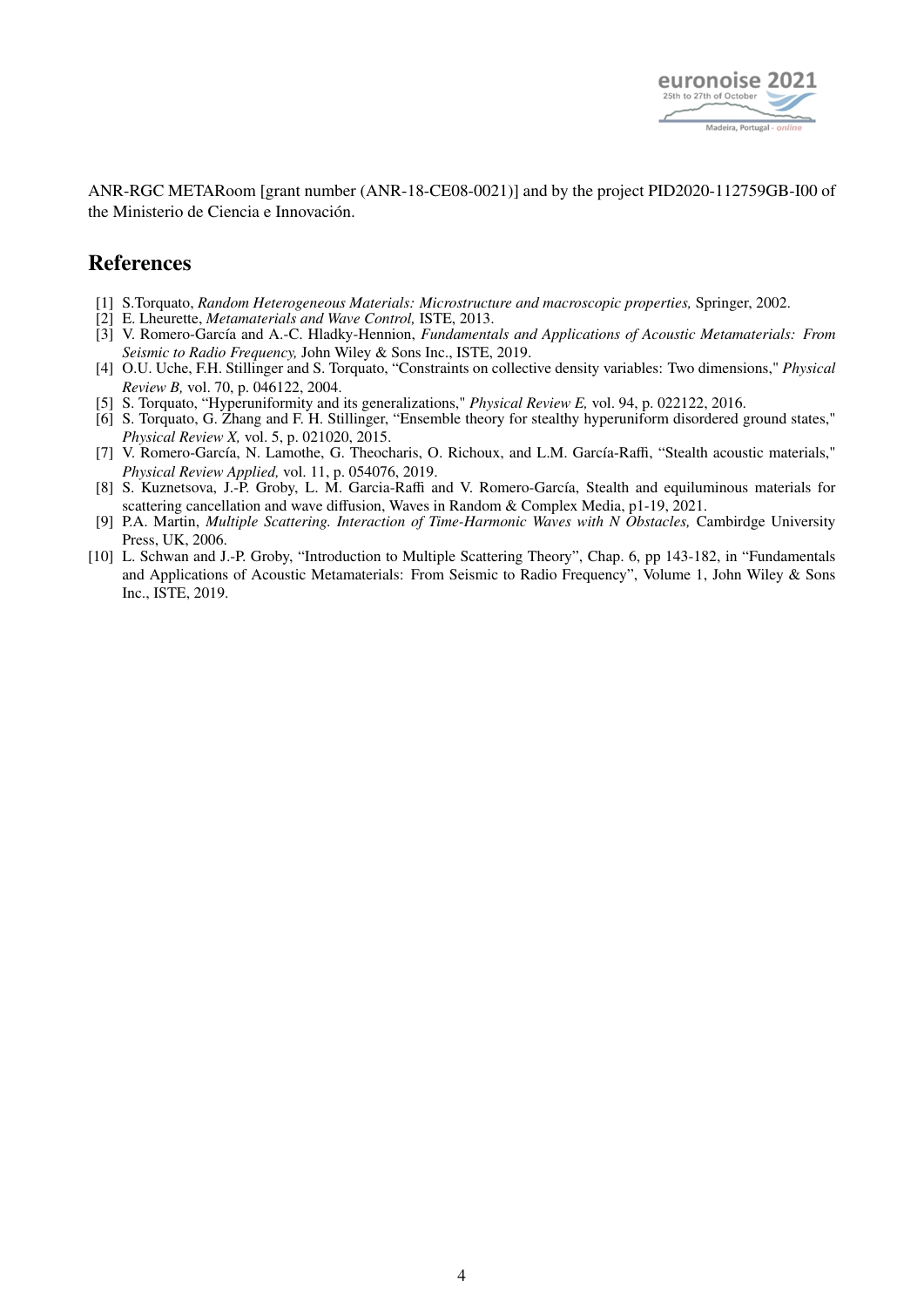ANR-RGC METARoom [grant number (ANR-18-CE08-0021)] and by the project PID2020-112759GB-I00 of the Ministerio de Ciencia e Innovación.

## References

[1] S.Torquato, *Random Heterogeneous Materials: Microstructure and macroscopic properties,* Springer, 2002.

[2] E. Lheurette, *Metamaterials and Wave Control,* ISTE, 2013.

[3] V. Romero-García and A.-C. Hladky-Hennion, *Fundamentals and Applications of Acoustic Metamaterials: From Seismic to Radio Frequency,* John Wiley & Sons Inc., ISTE, 2019.

[4] O.U. Uche, F.H. Stillinger and S. Torquato, "Constraints on collective density variables: Two dimensions," *Physical Review B,* vol. 70, p. 046122, 2004.

[5] S. Torquato, "Hyperuniformity and its generalizations," *Physical Review E,* vol. 94, p. 022122, 2016.

[6] S. Torquato, G. Zhang and F. H. Stillinger, "Ensemble theory for stealthy hyperuniform disordered ground states," *Physical Review X,* vol. 5, p. 021020, 2015.

[7] V. Romero-García, N. Lamothe, G. Theocharis, O. Richoux, and L.M. García-Raffi, "Stealth acoustic materials," *Physical Review Applied,* vol. 11, p. 054076, 2019.

[8] S. Kuznetsova, J.-P. Groby, L. M. Garcia-Raffi and V. Romero-García, Stealth and equiluminous materials for scattering cancellation and wave diffusion, Waves in Random & Complex Media, p1-19, 2021.

[9] P.A. Martin, *Multiple Scattering. Interaction of Time-Harmonic Waves with N Obstacles,* Cambirdge University Press, UK, 2006.

[10] L. Schwan and J.-P. Groby, "Introduction to Multiple Scattering Theory", Chap. 6, pp 143-182, in "Fundamentals and Applications of Acoustic Metamaterials: From Seismic to Radio Frequency", Volume 1, John Wiley & Sons Inc., ISTE, 2019.